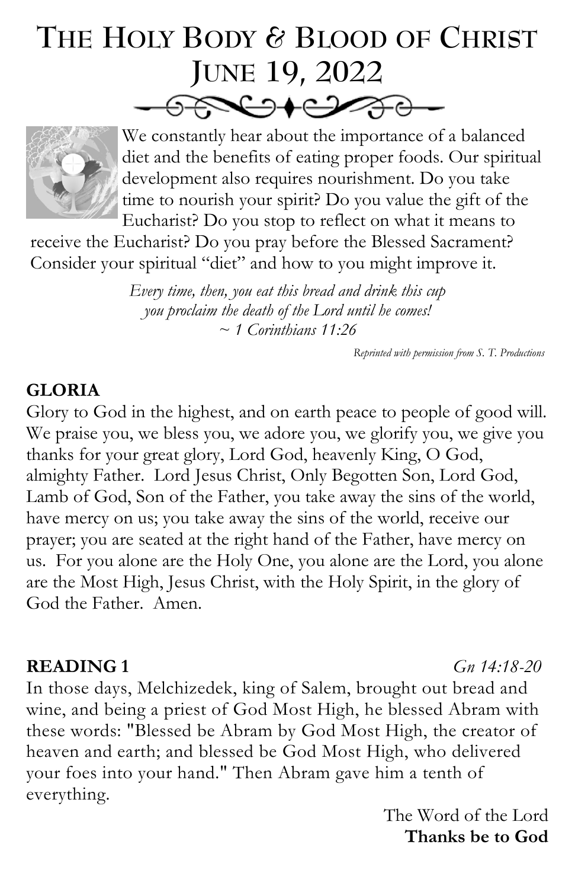# The Holy Body & Blood of Christ June 19, 2022

We constantly hear about the importance of a balanced diet and the benefits of eating proper foods. Our spiritual development also requires nourishment. Do you take time to nourish your spirit? Do you value the gift of the Eucharist? Do you stop to reflect on what it means to receive the Eucharist? Do you pray before the Blessed Sacrament? Consider your spiritual "diet" and how to you might improve it.

*Every time, then, you eat this bread and drink this cup*
*you proclaim the death of the Lord until he comes!*
*~ 1 Corinthians 11:26*

*Reprinted with permission from S. T. Productions*

**GLORIA**

Glory to God in the highest, and on earth peace to people of good will. We praise you, we bless you, we adore you, we glorify you, we give you thanks for your great glory, Lord God, heavenly King, O God, almighty Father. Lord Jesus Christ, Only Begotten Son, Lord God, Lamb of God, Son of the Father, you take away the sins of the world, have mercy on us; you take away the sins of the world, receive our prayer; you are seated at the right hand of the Father, have mercy on us. For you alone are the Holy One, you alone are the Lord, you alone are the Most High, Jesus Christ, with the Holy Spirit, in the glory of God the Father. Amen.

**READING 1** *Gn 14:18-20*

In those days, Melchizedek, king of Salem, brought out bread and wine, and being a priest of God Most High, he blessed Abram with these words: "Blessed be Abram by God Most High, the creator of heaven and earth; and blessed be God Most High, who delivered your foes into your hand." Then Abram gave him a tenth of everything.

The Word of the Lord
**Thanks be to God**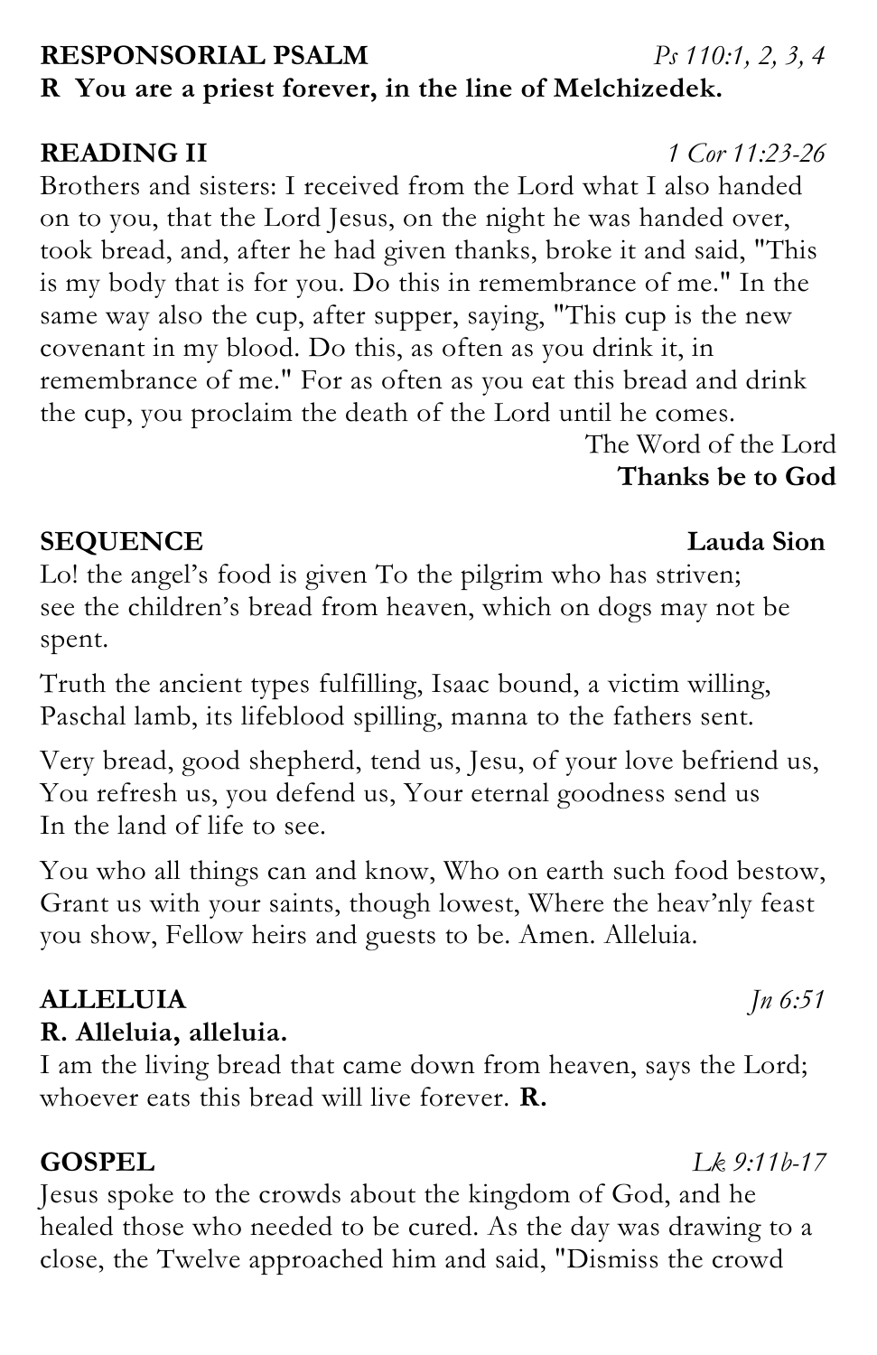**RESPONSORIAL PSALM** *Ps 110:1, 2, 3, 4*

**R You are a priest forever, in the line of Melchizedek.**

**READING II** *1 Cor 11:23-26*

Brothers and sisters: I received from the Lord what I also handed on to you, that the Lord Jesus, on the night he was handed over, took bread, and, after he had given thanks, broke it and said, "This is my body that is for you. Do this in remembrance of me." In the same way also the cup, after supper, saying, "This cup is the new covenant in my blood. Do this, as often as you drink it, in remembrance of me." For as often as you eat this bread and drink the cup, you proclaim the death of the Lord until he comes.

The Word of the Lord
**Thanks be to God**

**SEQUENCE** **Lauda Sion**

Lo! the angel's food is given To the pilgrim who has striven; see the children's bread from heaven, which on dogs may not be spent.

Truth the ancient types fulfilling, Isaac bound, a victim willing, Paschal lamb, its lifeblood spilling, manna to the fathers sent.

Very bread, good shepherd, tend us, Jesu, of your love befriend us, You refresh us, you defend us, Your eternal goodness send us In the land of life to see.

You who all things can and know, Who on earth such food bestow, Grant us with your saints, though lowest, Where the heav'nly feast you show, Fellow heirs and guests to be. Amen. Alleluia.

**ALLELUIA** *Jn 6:51*

**R. Alleluia, alleluia.**

I am the living bread that came down from heaven, says the Lord; whoever eats this bread will live forever. **R.**

**GOSPEL** *Lk 9:11b-17*

Jesus spoke to the crowds about the kingdom of God, and he healed those who needed to be cured. As the day was drawing to a close, the Twelve approached him and said, "Dismiss the crowd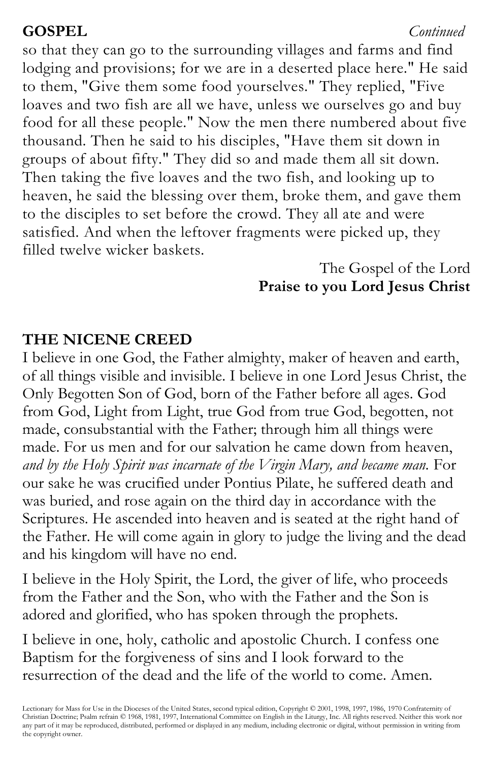**GOSPEL** *Continued*

so that they can go to the surrounding villages and farms and find lodging and provisions; for we are in a deserted place here." He said to them, "Give them some food yourselves." They replied, "Five loaves and two fish are all we have, unless we ourselves go and buy food for all these people." Now the men there numbered about five thousand. Then he said to his disciples, "Have them sit down in groups of about fifty." They did so and made them all sit down. Then taking the five loaves and the two fish, and looking up to heaven, he said the blessing over them, broke them, and gave them to the disciples to set before the crowd. They all ate and were satisfied. And when the leftover fragments were picked up, they filled twelve wicker baskets.

The Gospel of the Lord
**Praise to you Lord Jesus Christ**

## THE NICENE CREED

I believe in one God, the Father almighty, maker of heaven and earth, of all things visible and invisible. I believe in one Lord Jesus Christ, the Only Begotten Son of God, born of the Father before all ages. God from God, Light from Light, true God from true God, begotten, not made, consubstantial with the Father; through him all things were made. For us men and for our salvation he came down from heaven, *and by the Holy Spirit was incarnate of the Virgin Mary, and became man.* For our sake he was crucified under Pontius Pilate, he suffered death and was buried, and rose again on the third day in accordance with the Scriptures. He ascended into heaven and is seated at the right hand of the Father. He will come again in glory to judge the living and the dead and his kingdom will have no end.

I believe in the Holy Spirit, the Lord, the giver of life, who proceeds from the Father and the Son, who with the Father and the Son is adored and glorified, who has spoken through the prophets.

I believe in one, holy, catholic and apostolic Church. I confess one Baptism for the forgiveness of sins and I look forward to the resurrection of the dead and the life of the world to come. Amen.

Lectionary for Mass for Use in the Dioceses of the United States, second typical edition, Copyright © 2001, 1998, 1997, 1986, 1970 Confraternity of Christian Doctrine; Psalm refrain © 1968, 1981, 1997, International Committee on English in the Liturgy, Inc. All rights reserved. Neither this work nor any part of it may be reproduced, distributed, performed or displayed in any medium, including electronic or digital, without permission in writing from the copyright owner.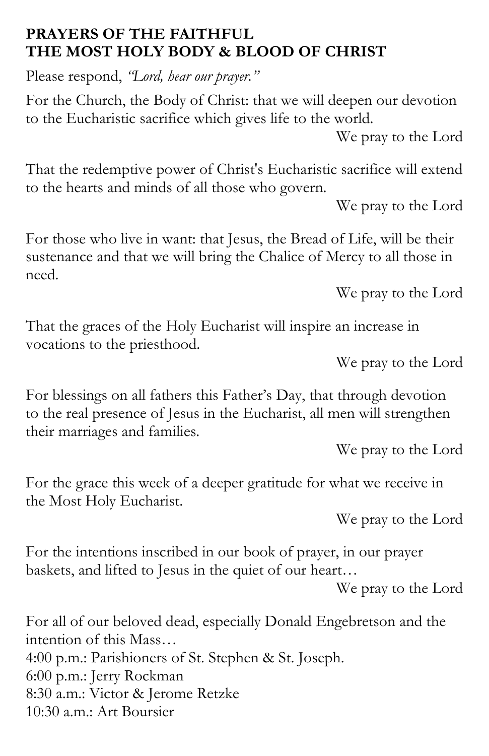**PRAYERS OF THE FAITHFUL**
**THE MOST HOLY BODY & BLOOD OF CHRIST**

Please respond, *"Lord, hear our prayer."*

For the Church, the Body of Christ: that we will deepen our devotion to the Eucharistic sacrifice which gives life to the world.

We pray to the Lord

That the redemptive power of Christ's Eucharistic sacrifice will extend to the hearts and minds of all those who govern.

We pray to the Lord

For those who live in want: that Jesus, the Bread of Life, will be their sustenance and that we will bring the Chalice of Mercy to all those in need.

We pray to the Lord

That the graces of the Holy Eucharist will inspire an increase in vocations to the priesthood.

We pray to the Lord

For blessings on all fathers this Father's Day, that through devotion to the real presence of Jesus in the Eucharist, all men will strengthen their marriages and families.

We pray to the Lord

For the grace this week of a deeper gratitude for what we receive in the Most Holy Eucharist.

We pray to the Lord

For the intentions inscribed in our book of prayer, in our prayer baskets, and lifted to Jesus in the quiet of our heart…

We pray to the Lord

For all of our beloved dead, especially Donald Engebretson and the intention of this Mass…
4:00 p.m.: Parishioners of St. Stephen & St. Joseph.
6:00 p.m.: Jerry Rockman
8:30 a.m.: Victor & Jerome Retzke
10:30 a.m.: Art Boursier